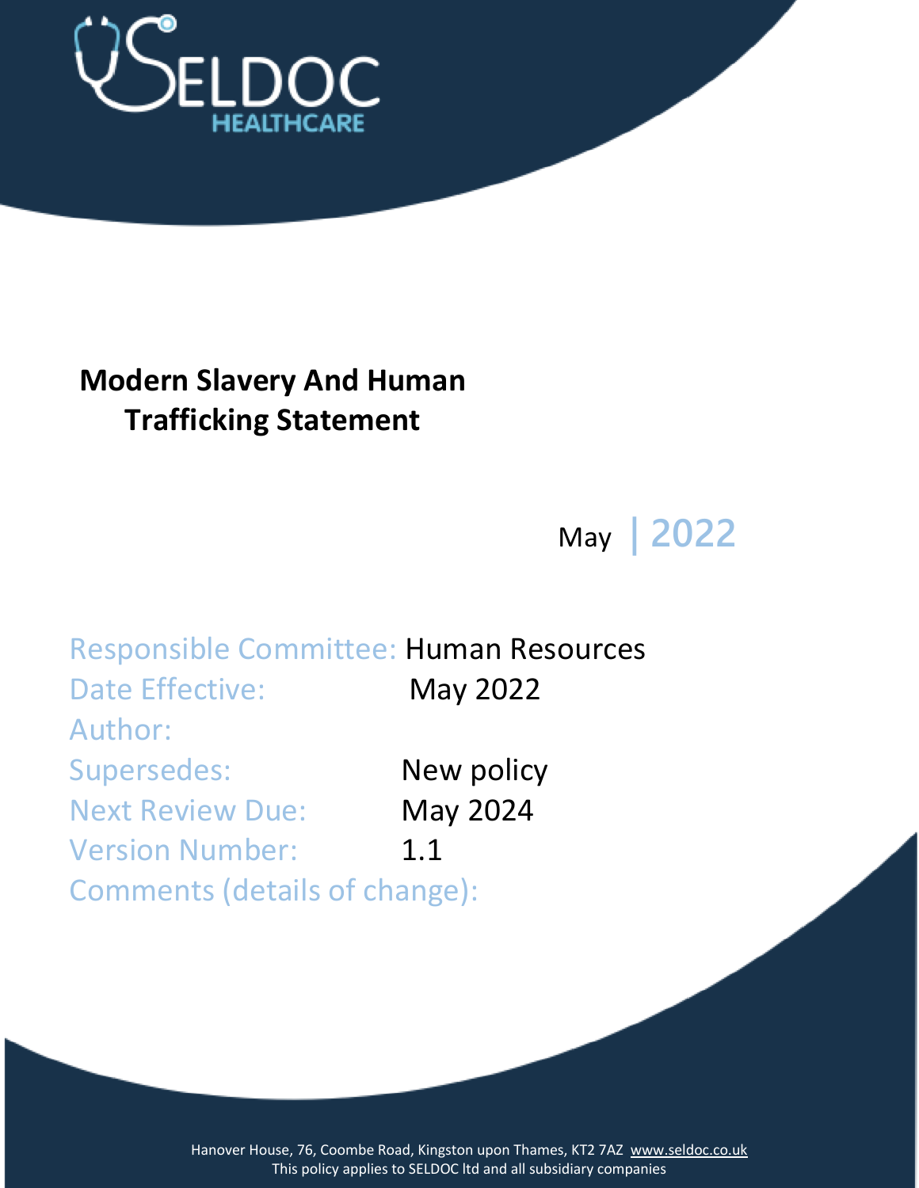SELDOC HEALTHCARE

# Modern Slavery And Human Trafficking Statement

May | 2022

Responsible Committee: Human Resources
Date Effective: May 2022
Author:
Supersedes: New policy
Next Review Due: May 2024
Version Number: 1.1
Comments (details of change):

Hanover House, 76, Coombe Road, Kingston upon Thames, KT2 7AZ www.seldoc.co.uk
This policy applies to SELDOC ltd and all subsidiary companies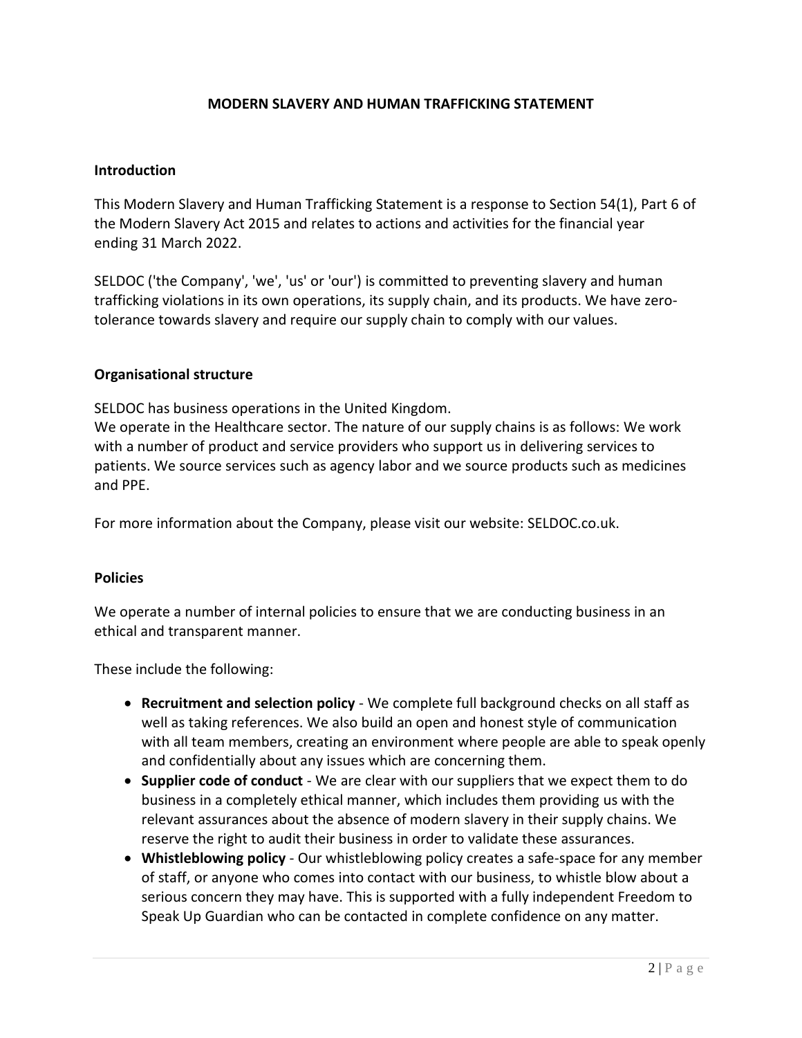# MODERN SLAVERY AND HUMAN TRAFFICKING STATEMENT

## Introduction

This Modern Slavery and Human Trafficking Statement is a response to Section 54(1), Part 6 of the Modern Slavery Act 2015 and relates to actions and activities for the financial year ending 31 March 2022.

SELDOC ('the Company', 'we', 'us' or 'our') is committed to preventing slavery and human trafficking violations in its own operations, its supply chain, and its products. We have zero-tolerance towards slavery and require our supply chain to comply with our values.

## Organisational structure

SELDOC has business operations in the United Kingdom.
We operate in the Healthcare sector. The nature of our supply chains is as follows: We work with a number of product and service providers who support us in delivering services to patients. We source services such as agency labor and we source products such as medicines and PPE.

For more information about the Company, please visit our website: SELDOC.co.uk.

## Policies

We operate a number of internal policies to ensure that we are conducting business in an ethical and transparent manner.

These include the following:

- **Recruitment and selection policy** - We complete full background checks on all staff as well as taking references. We also build an open and honest style of communication with all team members, creating an environment where people are able to speak openly and confidentially about any issues which are concerning them.
- **Supplier code of conduct** - We are clear with our suppliers that we expect them to do business in a completely ethical manner, which includes them providing us with the relevant assurances about the absence of modern slavery in their supply chains. We reserve the right to audit their business in order to validate these assurances.
- **Whistleblowing policy** - Our whistleblowing policy creates a safe-space for any member of staff, or anyone who comes into contact with our business, to whistle blow about a serious concern they may have. This is supported with a fully independent Freedom to Speak Up Guardian who can be contacted in complete confidence on any matter.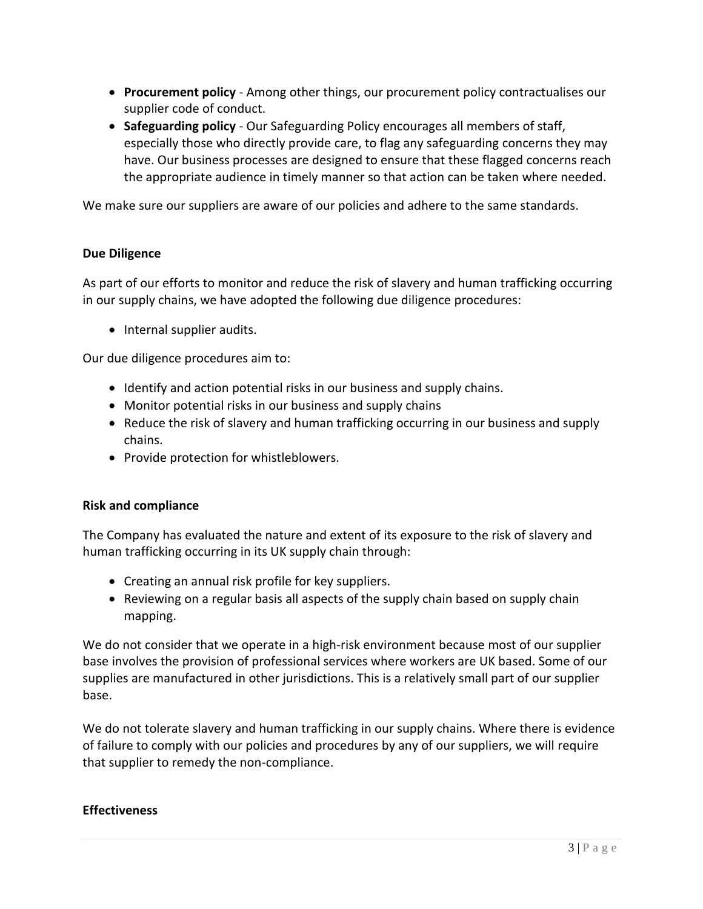- **Procurement policy** - Among other things, our procurement policy contractualises our supplier code of conduct.
- **Safeguarding policy** - Our Safeguarding Policy encourages all members of staff, especially those who directly provide care, to flag any safeguarding concerns they may have. Our business processes are designed to ensure that these flagged concerns reach the appropriate audience in timely manner so that action can be taken where needed.

We make sure our suppliers are aware of our policies and adhere to the same standards.

**Due Diligence**

As part of our efforts to monitor and reduce the risk of slavery and human trafficking occurring in our supply chains, we have adopted the following due diligence procedures:

- Internal supplier audits.

Our due diligence procedures aim to:

- Identify and action potential risks in our business and supply chains.
- Monitor potential risks in our business and supply chains
- Reduce the risk of slavery and human trafficking occurring in our business and supply chains.
- Provide protection for whistleblowers.

**Risk and compliance**

The Company has evaluated the nature and extent of its exposure to the risk of slavery and human trafficking occurring in its UK supply chain through:

- Creating an annual risk profile for key suppliers.
- Reviewing on a regular basis all aspects of the supply chain based on supply chain mapping.

We do not consider that we operate in a high-risk environment because most of our supplier base involves the provision of professional services where workers are UK based. Some of our supplies are manufactured in other jurisdictions. This is a relatively small part of our supplier base.

We do not tolerate slavery and human trafficking in our supply chains. Where there is evidence of failure to comply with our policies and procedures by any of our suppliers, we will require that supplier to remedy the non-compliance.

**Effectiveness**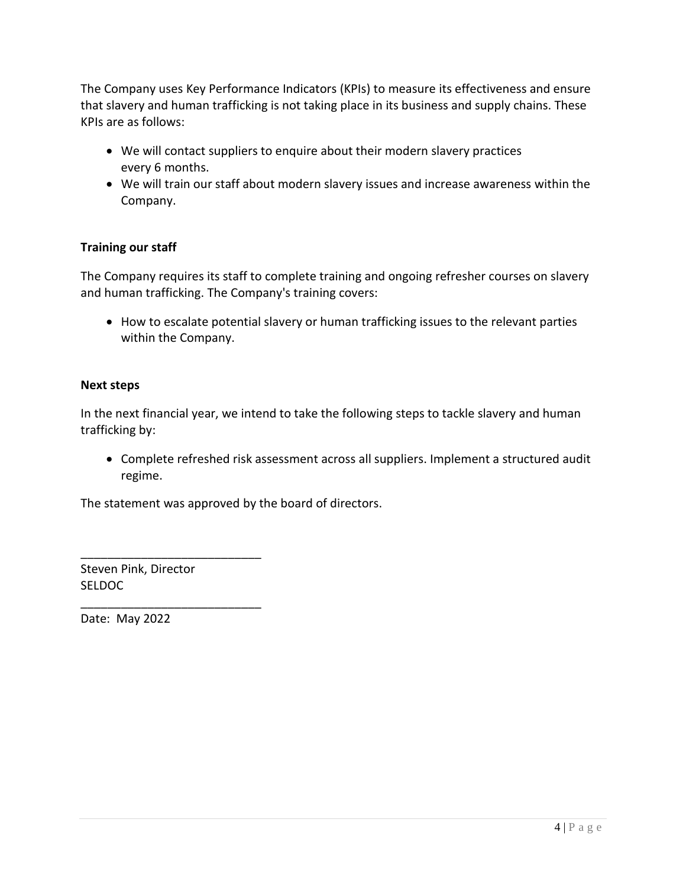The Company uses Key Performance Indicators (KPIs) to measure its effectiveness and ensure that slavery and human trafficking is not taking place in its business and supply chains. These KPIs are as follows:

- We will contact suppliers to enquire about their modern slavery practices every 6 months.
- We will train our staff about modern slavery issues and increase awareness within the Company.

**Training our staff**

The Company requires its staff to complete training and ongoing refresher courses on slavery and human trafficking. The Company's training covers:

- How to escalate potential slavery or human trafficking issues to the relevant parties within the Company.

**Next steps**

In the next financial year, we intend to take the following steps to tackle slavery and human trafficking by:

- Complete refreshed risk assessment across all suppliers. Implement a structured audit regime.

The statement was approved by the board of directors.

___________________________
Steven Pink, Director
SELDOC
___________________________
Date: May 2022